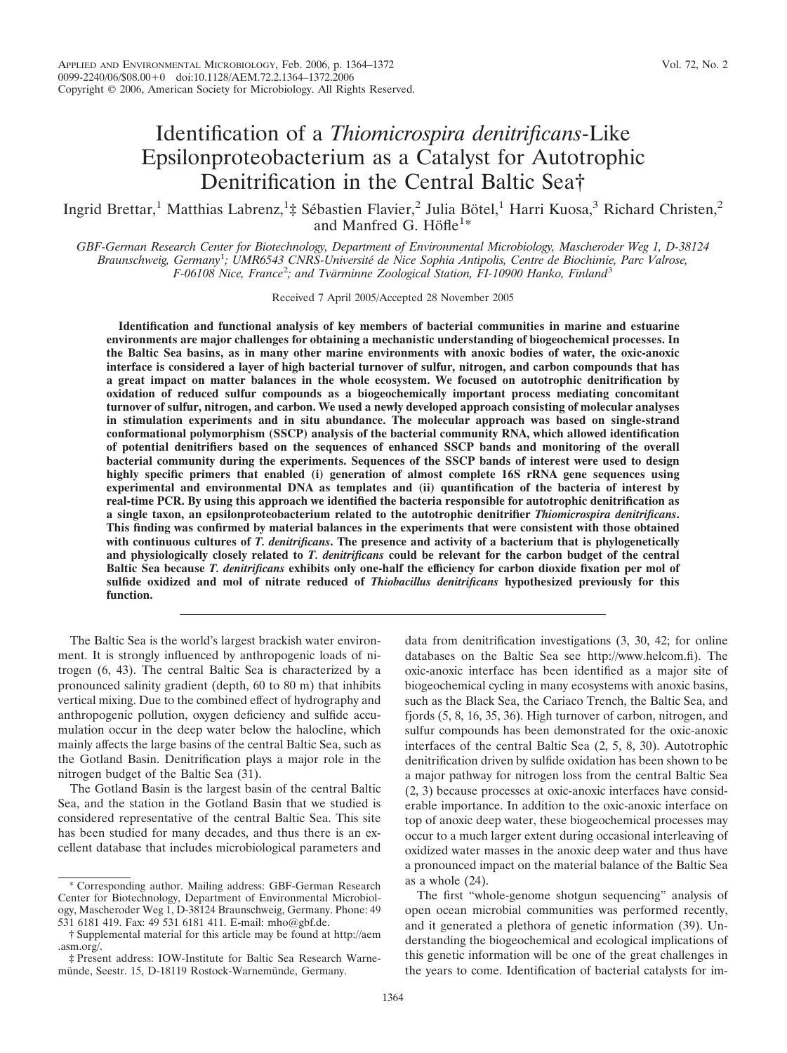# Identification of a *Thiomicrospira denitrificans*-Like Epsilonproteobacterium as a Catalyst for Autotrophic Denitrification in the Central Baltic Sea†

Ingrid Brettar,[1] Matthias Labrenz,[1]‡ Sébastien Flavier,[2] Julia Bötel,[1] Harri Kuosa,[3] Richard Christen,[2] and Manfred G. Höfle[1]*

*GBF-German Research Center for Biotechnology, Department of Environmental Microbiology, Mascheroder Weg 1, D-38124 Braunschweig, Germany[1]; UMR6543 CNRS-Université de Nice Sophia Antipolis, Centre de Biochimie, Parc Valrose, F-06108 Nice, France[2]; and Tvärminne Zoological Station, FI-10900 Hanko, Finland[3]*

Received 7 April 2005/Accepted 28 November 2005

**Identification and functional analysis of key members of bacterial communities in marine and estuarine environments are major challenges for obtaining a mechanistic understanding of biogeochemical processes. In the Baltic Sea basins, as in many other marine environments with anoxic bodies of water, the oxic-anoxic interface is considered a layer of high bacterial turnover of sulfur, nitrogen, and carbon compounds that has a great impact on matter balances in the whole ecosystem. We focused on autotrophic denitrification by oxidation of reduced sulfur compounds as a biogeochemically important process mediating concomitant turnover of sulfur, nitrogen, and carbon. We used a newly developed approach consisting of molecular analyses in stimulation experiments and in situ abundance. The molecular approach was based on single-strand conformational polymorphism (SSCP) analysis of the bacterial community RNA, which allowed identification of potential denitrifiers based on the sequences of enhanced SSCP bands and monitoring of the overall bacterial community during the experiments. Sequences of the SSCP bands of interest were used to design highly specific primers that enabled (i) generation of almost complete 16S rRNA gene sequences using experimental and environmental DNA as templates and (ii) quantification of the bacteria of interest by real-time PCR. By using this approach we identified the bacteria responsible for autotrophic denitrification as a single taxon, an epsilonproteobacterium related to the autotrophic denitrifier *Thiomicrospira denitrificans*. This finding was confirmed by material balances in the experiments that were consistent with those obtained with continuous cultures of *T. denitrificans*. The presence and activity of a bacterium that is phylogenetically and physiologically closely related to *T. denitrificans* could be relevant for the carbon budget of the central Baltic Sea because *T. denitrificans* exhibits only one-half the efficiency for carbon dioxide fixation per mol of sulfide oxidized and mol of nitrate reduced of *Thiobacillus denitrificans* hypothesized previously for this function.**

The Baltic Sea is the world's largest brackish water environment. It is strongly influenced by anthropogenic loads of nitrogen (6, 43). The central Baltic Sea is characterized by a pronounced salinity gradient (depth, 60 to 80 m) that inhibits vertical mixing. Due to the combined effect of hydrography and anthropogenic pollution, oxygen deficiency and sulfide accumulation occur in the deep water below the halocline, which mainly affects the large basins of the central Baltic Sea, such as the Gotland Basin. Denitrification plays a major role in the nitrogen budget of the Baltic Sea (31).

The Gotland Basin is the largest basin of the central Baltic Sea, and the station in the Gotland Basin that we studied is considered representative of the central Baltic Sea. This site has been studied for many decades, and thus there is an excellent database that includes microbiological parameters and data from denitrification investigations (3, 30, 42; for online databases on the Baltic Sea see http://www.helcom.fi). The oxic-anoxic interface has been identified as a major site of biogeochemical cycling in many ecosystems with anoxic basins, such as the Black Sea, the Cariaco Trench, the Baltic Sea, and fjords (5, 8, 16, 35, 36). High turnover of carbon, nitrogen, and sulfur compounds has been demonstrated for the oxic-anoxic interfaces of the central Baltic Sea (2, 5, 8, 30). Autotrophic denitrification driven by sulfide oxidation has been shown to be a major pathway for nitrogen loss from the central Baltic Sea (2, 3) because processes at oxic-anoxic interfaces have considerable importance. In addition to the oxic-anoxic interface on top of anoxic deep water, these biogeochemical processes may occur to a much larger extent during occasional interleaving of oxidized water masses in the anoxic deep water and thus have a pronounced impact on the material balance of the Baltic Sea as a whole (24).

The first "whole-genome shotgun sequencing" analysis of open ocean microbial communities was performed recently, and it generated a plethora of genetic information (39). Understanding the biogeochemical and ecological implications of this genetic information will be one of the great challenges in the years to come. Identification of bacterial catalysts for im-

\* Corresponding author. Mailing address: GBF-German Research Center for Biotechnology, Department of Environmental Microbiology, Mascheroder Weg 1, D-38124 Braunschweig, Germany. Phone: 49 531 6181 419. Fax: 49 531 6181 411. E-mail: mho@gbf.de.

† Supplemental material for this article may be found at http://aem.asm.org/.

‡ Present address: IOW-Institute for Baltic Sea Research Warnemünde, Seestr. 15, D-18119 Rostock-Warnemünde, Germany.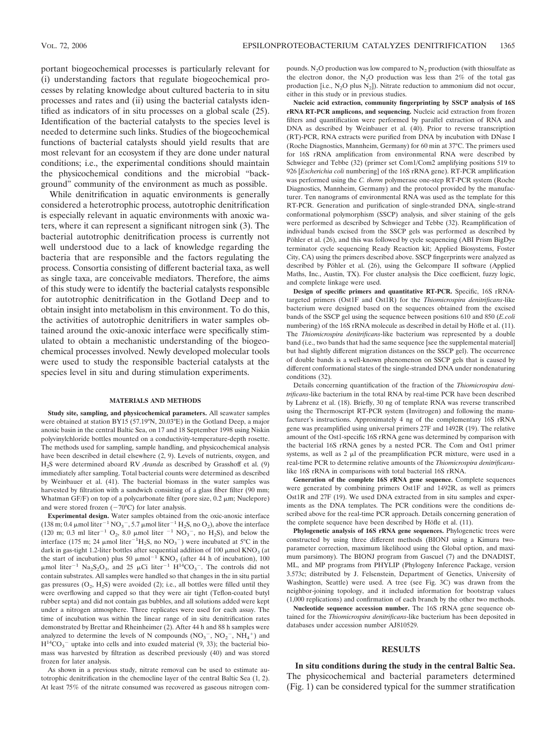portant biogeochemical processes is particularly relevant for (i) understanding factors that regulate biogeochemical processes by relating knowledge about cultured bacteria to in situ processes and rates and (ii) using the bacterial catalysts identified as indicators of in situ processes on a global scale (25). Identification of the bacterial catalysts to the species level is needed to determine such links. Studies of the biogeochemical functions of bacterial catalysts should yield results that are most relevant for an ecosystem if they are done under natural conditions; i.e., the experimental conditions should maintain the physicochemical conditions and the microbial "background" community of the environment as much as possible.

While denitrification in aquatic environments is generally considered a heterotrophic process, autotrophic denitrification is especially relevant in aquatic environments with anoxic waters, where it can represent a significant nitrogen sink (3). The bacterial autotrophic denitrification process is currently not well understood due to a lack of knowledge regarding the bacteria that are responsible and the factors regulating the process. Consortia consisting of different bacterial taxa, as well as single taxa, are conceivable mediators. Therefore, the aims of this study were to identify the bacterial catalysts responsible for autotrophic denitrification in the Gotland Deep and to obtain insight into metabolism in this environment. To do this, the activities of autotrophic denitrifiers in water samples obtained around the oxic-anoxic interface were specifically stimulated to obtain a mechanistic understanding of the biogeochemical processes involved. Newly developed molecular tools were used to study the responsible bacterial catalysts at the species level in situ and during stimulation experiments.

## MATERIALS AND METHODS

**Study site, sampling, and physicochemical parameters.** All seawater samples were obtained at station BY15 (57.19°N, 20.03°E) in the Gotland Deep, a major anoxic basin in the central Baltic Sea, on 17 and 18 September 1998 using Niskin polyvinylchloride bottles mounted on a conductivity-temperature-depth rosette. The methods used for sampling, sample handling, and physicochemical analysis have been described in detail elsewhere (2, 9). Levels of nutrients, oxygen, and $H_2S$ were determined aboard RV *Aranda* as described by Grasshoff et al. (9) immediately after sampling. Total bacterial counts were determined as described by Weinbauer et al. (41). The bacterial biomass in the water samples was harvested by filtration with a sandwich consisting of a glass fiber filter (90 mm; Whatman GF/F) on top of a polycarbonate filter (pore size, 0.2 μm; Nuclepore) and were stored frozen (−70°C) for later analysis.

**Experimental design.** Water samples obtained from the oxic-anoxic interface (138 m; 0.4 μmol liter$^{-1}$ $NO_3^-$, 5.7 μmol liter$^{-1}$ $H_2S$, no $O_2$), above the interface (120 m; 0.3 ml liter$^{-1}$ $O_2$, 8.0 μmol liter $^{-1}$ $NO_3^-$, no $H_2S$), and below the interface (175 m; 24 μmol liter$^{-1}$$H_2S$, no $NO_3^-$) were incubated at 5°C in the dark in gas-tight 1.2-liter bottles after sequential addition of 100 μmol $KNO_3$ (at the start of incubation) plus 50 μmol$^{-1}$ $KNO_3$ (after 44 h of incubation), 100 μmol liter$^{-1}$ $Na_2S_2O_3$, and 25 μCi liter$^{-1}$ $H^{14}CO_3^-$. The controls did not contain substrates. All samples were handled so that changes in the in situ partial gas pressures ($O_2$, $H_2S$) were avoided (2); i.e., all bottles were filled until they were overflowing and capped so that they were air tight (Teflon-coated butyl rubber septa) and did not contain gas bubbles, and all solutions added were kept under a nitrogen atmosphere. Three replicates were used for each assay. The time of incubation was within the linear range of in situ denitrification rates demonstrated by Brettar and Rheinheimer (2). After 44 h and 88 h samples were analyzed to determine the levels of N compounds ($NO_3^-$, $NO_2^-$, $NH_4^+$) and $H^{14}CO_3^-$ uptake into cells and into exuded material (9, 33); the bacterial biomass was harvested by filtration as described previously (40) and was stored frozen for later analysis.

As shown in a previous study, nitrate removal can be used to estimate autotrophic denitrification in the chemocline layer of the central Baltic Sea (1, 2). At least 75% of the nitrate consumed was recovered as gaseous nitrogen compounds. $N_2O$ production was low compared to $N_2$ production (with thiosulfate as the electron donor, the $N_2O$ production was less than 2% of the total gas production [i.e., $N_2O$ plus $N_2$]). Nitrate reduction to ammonium did not occur, either in this study or in previous studies.

**Nucleic acid extraction, community fingerprinting by SSCP analysis of 16S rRNA RT-PCR amplicons, and sequencing.** Nucleic acid extraction from frozen filters and quantification were performed by parallel extraction of RNA and DNA as described by Weinbauer et al. (40). Prior to reverse transcription (RT)-PCR, RNA extracts were purified from DNA by incubation with DNase I (Roche Diagnostics, Mannheim, Germany) for 60 min at 37°C. The primers used for 16S rRNA amplification from environmental RNA were described by Schwieger and Tebbe (32) (primer set Com1/Com2 amplifying positions 519 to 926 [*Escherichia coli* numbering] of the 16S rRNA gene). RT-PCR amplification was performed using the *C. therm* polymerase one-step RT-PCR system (Roche Diagnostics, Mannheim, Germany) and the protocol provided by the manufacturer. Ten nanograms of environmental RNA was used as the template for this RT-PCR. Generation and purification of single-stranded DNA, single-strand conformational polymorphism (SSCP) analysis, and silver staining of the gels were performed as described by Schwieger and Tebbe (32). Reamplification of individual bands excised from the SSCP gels was performed as described by Pöhler et al. (26), and this was followed by cycle sequencing (ABI Prism BigDye terminator cycle sequencing Ready Reaction kit; Applied Biosystems, Foster City, CA) using the primers described above. SSCP fingerprints were analyzed as described by Pöhler et al. (26), using the Gelcompare II software (Applied Maths, Inc., Austin, TX). For cluster analysis the Dice coefficient, fuzzy logic, and complete linkage were used.

**Design of specific primers and quantitative RT-PCR.** Specific, 16S rRNA-targeted primers (Ost1F and Ost1R) for the *Thiomicrospira denitrificans*-like bacterium were designed based on the sequences obtained from the excised bands of the SSCP gel using the sequence between positions 610 and 850 (*E.coli* numbering) of the 16S rRNA molecule as described in detail by Höfle et al. (11). The *Thiomicrospira denitrificans*-like bacterium was represented by a double band (i.e., two bands that had the same sequence [see the supplemental material] but had slightly different migration distances on the SSCP gel). The occurrence of double bands is a well-known phenomenon on SSCP gels that is caused by different conformational states of the single-stranded DNA under nondenaturing conditions (32).

Details concerning quantification of the fraction of the *Thiomicrospira denitrificans*-like bacterium in the total RNA by real-time PCR have been described by Labrenz et al. (18). Briefly, 30 ng of template RNA was reverse transcribed using the Thermoscript RT-PCR system (Invitrogen) and following the manufacturer's instructions. Approximately 4 ng of the complementary 16S rRNA gene was preamplified using universal primers 27F and 1492R (19). The relative amount of the Ost1-specific 16S rRNA gene was determined by comparison with the bacterial 16S rRNA genes by a nested PCR. The Com and Ost1 primer systems, as well as 2 μl of the preamplification PCR mixture, were used in a real-time PCR to determine relative amounts of the *Thiomicrospira denitrificans*-like 16S rRNA in comparisons with total bacterial 16S rRNA.

**Generation of the complete 16S rRNA gene sequence.** Complete sequences were generated by combining primers Ost1F and 1492R, as well as primers Ost1R and 27F (19). We used DNA extracted from in situ samples and experiments as the DNA templates. The PCR conditions were the conditions described above for the real-time PCR approach. Details concerning generation of the complete sequence have been described by Höfle et al. (11).

**Phylogenetic analysis of 16S rRNA gene sequences.** Phylogenetic trees were constructed by using three different methods (BIONJ using a Kimura two-parameter correction, maximum likelihood using the Global option, and maximum parsimony). The BIONJ program from Gascuel (7) and the DNADIST, ML, and MP programs from PHYLIP (Phylogeny Inference Package, version 3.573c; distributed by J. Felsenstein, Department of Genetics, University of Washington, Seattle) were used. A tree (see Fig. 3C) was drawn from the neighbor-joining topology, and it included information for bootstrap values (1,000 replications) and confirmation of each branch by the other two methods.

**Nucleotide sequence accession number.** The 16S rRNA gene sequence obtained for the *Thiomicrospira denitrificans*-like bacterium has been deposited in databases under accession number AJ810529.

## RESULTS

**In situ conditions during the study in the central Baltic Sea.** The physicochemical and bacterial parameters determined (Fig. 1) can be considered typical for the summer stratification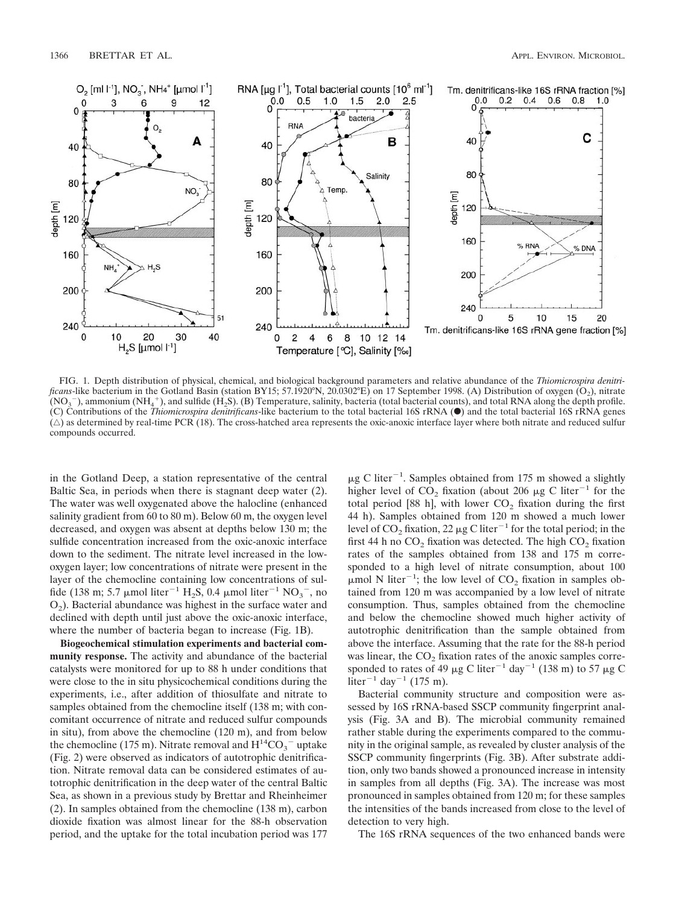FIG. 1. Depth distribution of physical, chemical, and biological background parameters and relative abundance of the *Thiomicrospira denitrificans*-like bacterium in the Gotland Basin (station BY15; 57.1920°N, 20.0302°E) on 17 September 1998. (A) Distribution of oxygen ($O_2$), nitrate ($NO_3^-$), ammonium ($NH_4^+$), and sulfide ($H_2S$). (B) Temperature, salinity, bacteria (total bacterial counts), and total RNA along the depth profile. (C) Contributions of the *Thiomicrospira denitrificans*-like bacterium to the total bacterial 16S rRNA (●) and the total bacterial 16S rRNA genes (△) as determined by real-time PCR (18). The cross-hatched area represents the oxic-anoxic interface layer where both nitrate and reduced sulfur compounds occurred.

in the Gotland Deep, a station representative of the central Baltic Sea, in periods when there is stagnant deep water (2). The water was well oxygenated above the halocline (enhanced salinity gradient from 60 to 80 m). Below 60 m, the oxygen level decreased, and oxygen was absent at depths below 130 m; the sulfide concentration increased from the oxic-anoxic interface down to the sediment. The nitrate level increased in the low-oxygen layer; low concentrations of nitrate were present in the layer of the chemocline containing low concentrations of sulfide (138 m; 5.7 μmol liter$^{-1}$ $H_2S$, 0.4 μmol liter$^{-1}$ $NO_3^-$, no $O_2$). Bacterial abundance was highest in the surface water and declined with depth until just above the oxic-anoxic interface, where the number of bacteria began to increase (Fig. 1B).

**Biogeochemical stimulation experiments and bacterial community response.** The activity and abundance of the bacterial catalysts were monitored for up to 88 h under conditions that were close to the in situ physicochemical conditions during the experiments, i.e., after addition of thiosulfate and nitrate to samples obtained from the chemocline itself (138 m; with concomitant occurrence of nitrate and reduced sulfur compounds in situ), from above the chemocline (120 m), and from below the chemocline (175 m). Nitrate removal and $H^{14}CO_3^-$ uptake (Fig. 2) were observed as indicators of autotrophic denitrification. Nitrate removal data can be considered estimates of autotrophic denitrification in the deep water of the central Baltic Sea, as shown in a previous study by Brettar and Rheinheimer (2). In samples obtained from the chemocline (138 m), carbon dioxide fixation was almost linear for the 88-h observation period, and the uptake for the total incubation period was 177 μg C liter$^{-1}$. Samples obtained from 175 m showed a slightly higher level of $CO_2$ fixation (about 206 μg C liter$^{-1}$ for the total period [88 h], with lower $CO_2$ fixation during the first 44 h). Samples obtained from 120 m showed a much lower level of $CO_2$ fixation, 22 μg C liter$^{-1}$ for the total period; in the first 44 h no $CO_2$ fixation was detected. The high $CO_2$ fixation rates of the samples obtained from 138 and 175 m corresponded to a high level of nitrate consumption, about 100 μmol N liter$^{-1}$; the low level of $CO_2$ fixation in samples obtained from 120 m was accompanied by a low level of nitrate consumption. Thus, samples obtained from the chemocline and below the chemocline showed much higher activity of autotrophic denitrification than the sample obtained from above the interface. Assuming that the rate for the 88-h period was linear, the $CO_2$ fixation rates of the anoxic samples corresponded to rates of 49 μg C liter$^{-1}$ day$^{-1}$ (138 m) to 57 μg C liter$^{-1}$ day$^{-1}$ (175 m).

Bacterial community structure and composition were assessed by 16S rRNA-based SSCP community fingerprint analysis (Fig. 3A and B). The microbial community remained rather stable during the experiments compared to the community in the original sample, as revealed by cluster analysis of the SSCP community fingerprints (Fig. 3B). After substrate addition, only two bands showed a pronounced increase in intensity in samples from all depths (Fig. 3A). The increase was most pronounced in samples obtained from 120 m; for these samples the intensities of the bands increased from close to the level of detection to very high.

The 16S rRNA sequences of the two enhanced bands were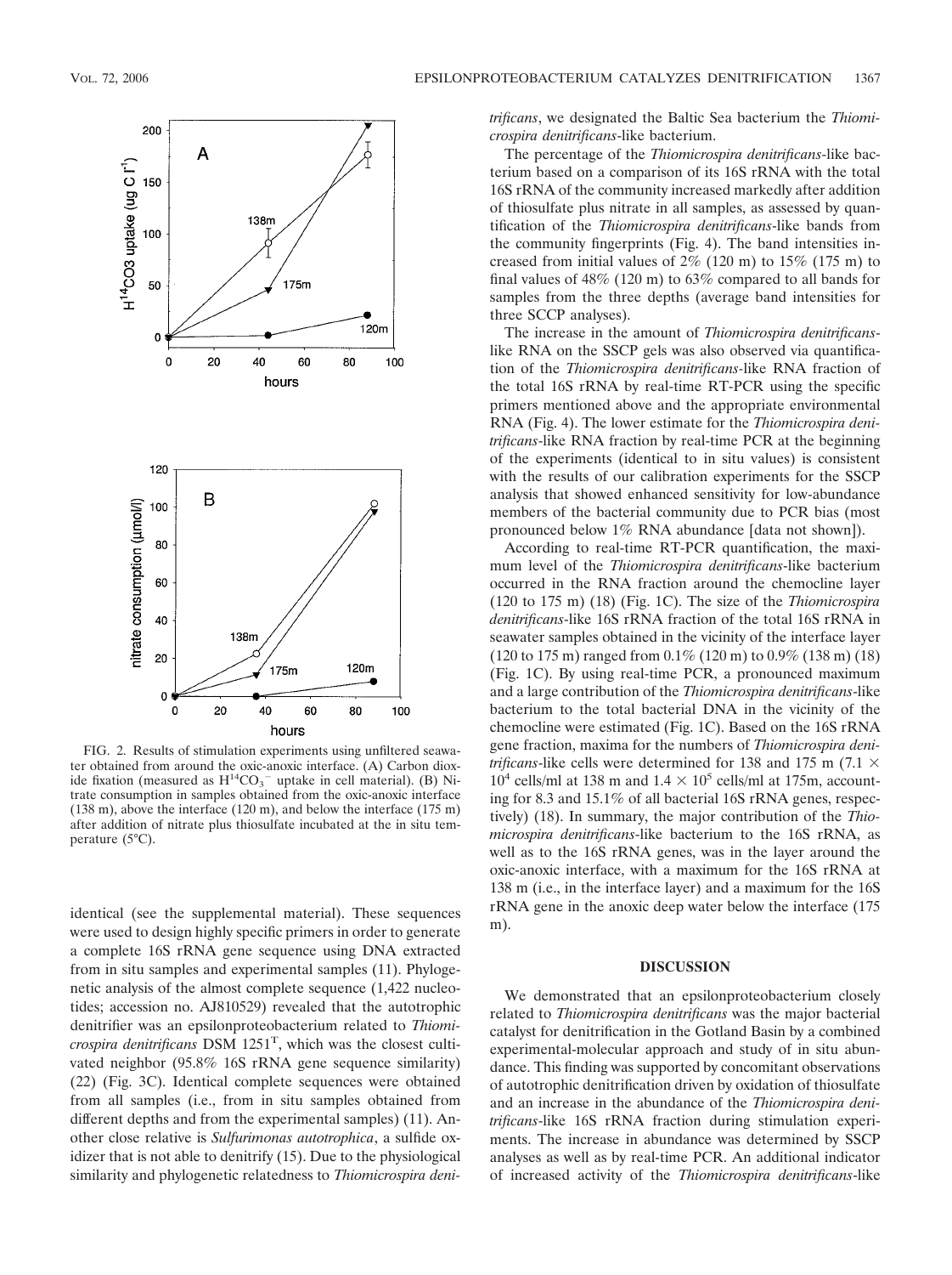FIG. 2. Results of stimulation experiments using unfiltered seawater obtained from around the oxic-anoxic interface. (A) Carbon dioxide fixation (measured as $H^{14}CO_3^-$ uptake in cell material). (B) Nitrate consumption in samples obtained from the oxic-anoxic interface (138 m), above the interface (120 m), and below the interface (175 m) after addition of nitrate plus thiosulfate incubated at the in situ temperature (5°C).

identical (see the supplemental material). These sequences were used to design highly specific primers in order to generate a complete 16S rRNA gene sequence using DNA extracted from in situ samples and experimental samples (11). Phylogenetic analysis of the almost complete sequence (1,422 nucleotides; accession no. AJ810529) revealed that the autotrophic denitrifier was an epsilonproteobacterium related to *Thiomicrospira denitrificans* DSM 1251$^T$, which was the closest cultivated neighbor (95.8% 16S rRNA gene sequence similarity) (22) (Fig. 3C). Identical complete sequences were obtained from all samples (i.e., from in situ samples obtained from different depths and from the experimental samples) (11). Another close relative is *Sulfurimonas autotrophica*, a sulfide oxidizer that is not able to denitrify (15). Due to the physiological similarity and phylogenetic relatedness to *Thiomicrospira denitrificans*, we designated the Baltic Sea bacterium the *Thiomicrospira denitrificans*-like bacterium.

The percentage of the *Thiomicrospira denitrificans*-like bacterium based on a comparison of its 16S rRNA with the total 16S rRNA of the community increased markedly after addition of thiosulfate plus nitrate in all samples, as assessed by quantification of the *Thiomicrospira denitrificans*-like bands from the community fingerprints (Fig. 4). The band intensities increased from initial values of 2% (120 m) to 15% (175 m) to final values of 48% (120 m) to 63% compared to all bands for samples from the three depths (average band intensities for three SSCP analyses).

The increase in the amount of *Thiomicrospira denitrificans*-like RNA on the SSCP gels was also observed via quantification of the *Thiomicrospira denitrificans*-like RNA fraction of the total 16S rRNA by real-time RT-PCR using the specific primers mentioned above and the appropriate environmental RNA (Fig. 4). The lower estimate for the *Thiomicrospira denitrificans*-like RNA fraction by real-time PCR at the beginning of the experiments (identical to in situ values) is consistent with the results of our calibration experiments for the SSCP analysis that showed enhanced sensitivity for low-abundance members of the bacterial community due to PCR bias (most pronounced below 1% RNA abundance [data not shown]).

According to real-time RT-PCR quantification, the maximum level of the *Thiomicrospira denitrificans*-like bacterium occurred in the RNA fraction around the chemocline layer (120 to 175 m) (18) (Fig. 1C). The size of the *Thiomicrospira denitrificans*-like 16S rRNA fraction of the total 16S rRNA in seawater samples obtained in the vicinity of the interface layer (120 to 175 m) ranged from 0.1% (120 m) to 0.9% (138 m) (18) (Fig. 1C). By using real-time PCR, a pronounced maximum and a large contribution of the *Thiomicrospira denitrificans*-like bacterium to the total bacterial DNA in the vicinity of the chemocline were estimated (Fig. 1C). Based on the 16S rRNA gene fraction, maxima for the numbers of *Thiomicrospira denitrificans*-like cells were determined for 138 and 175 m ($7.1 \times 10^4$ cells/ml at 138 m and $1.4 \times 10^5$ cells/ml at 175m, accounting for 8.3 and 15.1% of all bacterial 16S rRNA genes, respectively) (18). In summary, the major contribution of the *Thiomicrospira denitrificans*-like bacterium to the 16S rRNA, as well as to the 16S rRNA genes, was in the layer around the oxic-anoxic interface, with a maximum for the 16S rRNA at 138 m (i.e., in the interface layer) and a maximum for the 16S rRNA gene in the anoxic deep water below the interface (175 m).

## DISCUSSION

We demonstrated that an epsilonproteobacterium closely related to *Thiomicrospira denitrificans* was the major bacterial catalyst for denitrification in the Gotland Basin by a combined experimental-molecular approach and study of in situ abundance. This finding was supported by concomitant observations of autotrophic denitrification driven by oxidation of thiosulfate and an increase in the abundance of the *Thiomicrospira denitrificans*-like 16S rRNA fraction during stimulation experiments. The increase in abundance was determined by SSCP analyses as well as by real-time PCR. An additional indicator of increased activity of the *Thiomicrospira denitrificans*-like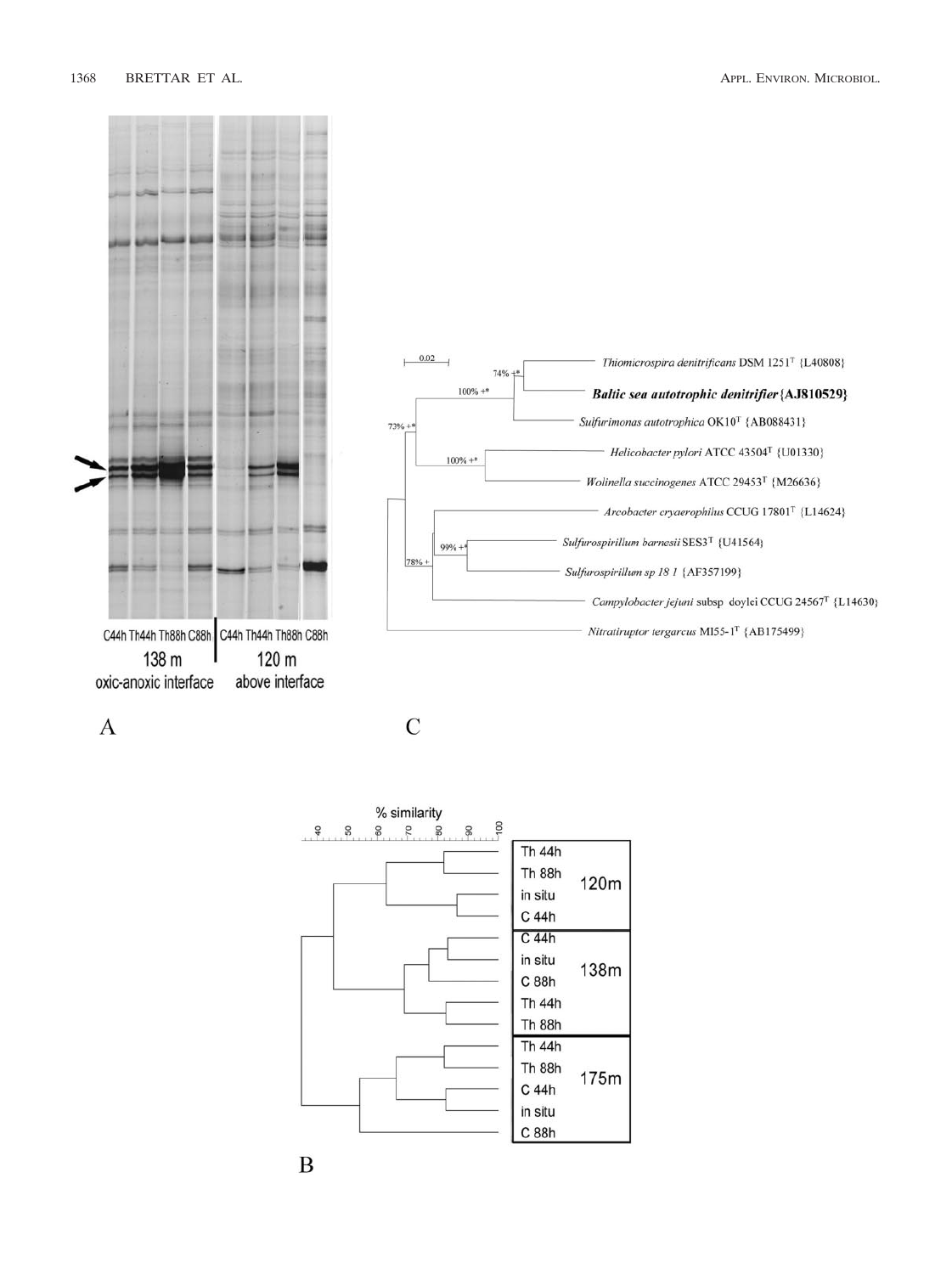C44h Th44h Th88h C88h | C44h Th44h Th88h C88h

138 m
oxic-anoxic interface

120 m
above interface

A

0.02

*Thiomicrospira denitrificans* DSM 1251[T] {L40808}

74% +*

100% +*

**Baltic sea autotrophic denitrifier {AJ810529}**

*Sulfurimonas autotrophica* OK10[T] {AB088431}

73% +*

100% +*

*Helicobacter pylori* ATCC 43504[T] {U01330}

*Wolinella succinogenes* ATCC 29453[T] {M26636}

*Arcobacter cryaerophilus* CCUG 17801[T] {L14624}

99% +*

*Sulfurospirillum barnesii* SES3[T] {U41564}

78% +

*Sulfurospirillum sp 18 1* {AF357199}

*Campylobacter jejuni* subsp doylei CCUG 24567[T] {L14630}

*Nitratiruptor tergarcus* MI55-1[T] {AB175499}

C

% similarity

40 50 60 70 80 90 100

| | | |
|---|---|---|
| Th 44h | | |
| Th 88h | 120m | |
| in situ | | |
| C 44h | | |
| C 44h | | |
| in situ | | |
| C 88h | 138m | |
| Th 44h | | |
| Th 88h | | |
| Th 44h | | |
| Th 88h | | |
| C 44h | 175m | |
| in situ | | |
| C 88h | | |

B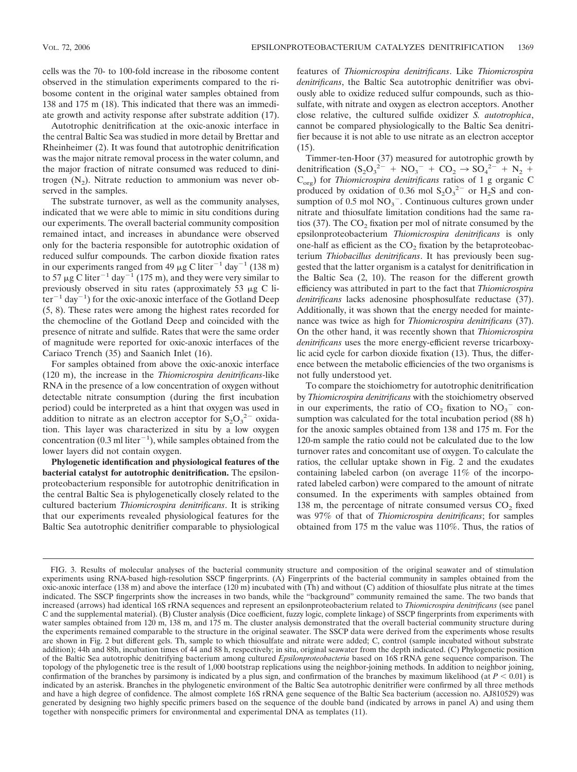cells was the 70- to 100-fold increase in the ribosome content observed in the stimulation experiments compared to the ribosome content in the original water samples obtained from 138 and 175 m (18). This indicated that there was an immediate growth and activity response after substrate addition (17).

Autotrophic denitrification at the oxic-anoxic interface in the central Baltic Sea was studied in more detail by Brettar and Rheinheimer (2). It was found that autotrophic denitrification was the major nitrate removal process in the water column, and the major fraction of nitrate consumed was reduced to dinitrogen ($N_2$). Nitrate reduction to ammonium was never observed in the samples.

The substrate turnover, as well as the community analyses, indicated that we were able to mimic in situ conditions during our experiments. The overall bacterial community composition remained intact, and increases in abundance were observed only for the bacteria responsible for autotrophic oxidation of reduced sulfur compounds. The carbon dioxide fixation rates in our experiments ranged from 49 $\mu$g C liter$^{-1}$ day$^{-1}$ (138 m) to 57 $\mu$g C liter$^{-1}$ day$^{-1}$ (175 m), and they were very similar to previously observed in situ rates (approximately 53 $\mu$g C liter$^{-1}$ day$^{-1}$) for the oxic-anoxic interface of the Gotland Deep (5, 8). These rates were among the highest rates recorded for the chemocline of the Gotland Deep and coincided with the presence of nitrate and sulfide. Rates that were the same order of magnitude were reported for oxic-anoxic interfaces of the Cariaco Trench (35) and Saanich Inlet (16).

For samples obtained from above the oxic-anoxic interface (120 m), the increase in the *Thiomicrospira denitrificans*-like RNA in the presence of a low concentration of oxygen without detectable nitrate consumption (during the first incubation period) could be interpreted as a hint that oxygen was used in addition to nitrate as an electron acceptor for $S_2O_3^{2-}$ oxidation. This layer was characterized in situ by a low oxygen concentration (0.3 ml liter$^{-1}$), while samples obtained from the lower layers did not contain oxygen.

**Phylogenetic identification and physiological features of the bacterial catalyst for autotrophic denitrification.** The epsilonproteobacterium responsible for autotrophic denitrification in the central Baltic Sea is phylogenetically closely related to the cultured bacterium *Thiomicrospira denitrificans*. It is striking that our experiments revealed physiological features for the Baltic Sea autotrophic denitrifier comparable to physiological features of *Thiomicrospira denitrificans*. Like *Thiomicrospira denitrificans*, the Baltic Sea autotrophic denitrifier was obviously able to oxidize reduced sulfur compounds, such as thiosulfate, with nitrate and oxygen as electron acceptors. Another close relative, the cultured sulfide oxidizer *S. autotrophica*, cannot be compared physiologically to the Baltic Sea denitrifier because it is not able to use nitrate as an electron acceptor (15).

Timmer-ten-Hoor (37) measured for autotrophic growth by denitrification ($S_2O_3^{2-} + NO_3^- + CO_2 \rightarrow SO_4^{2-} + N_2 + C_{org}$) for *Thiomicrospira denitrificans* ratios of 1 g organic C produced by oxidation of 0.36 mol $S_2O_3^{2-}$ or $H_2S$ and consumption of 0.5 mol $NO_3^-$. Continuous cultures grown under nitrate and thiosulfate limitation conditions had the same ratios (37). The $CO_2$ fixation per mol of nitrate consumed by the epsilonproteobacterium *Thiomicrospira denitrificans* is only one-half as efficient as the $CO_2$ fixation by the betaproteobacterium *Thiobacillus denitrificans*. It has previously been suggested that the latter organism is a catalyst for denitrification in the Baltic Sea (2, 10). The reason for the different growth efficiency was attributed in part to the fact that *Thiomicrospira denitrificans* lacks adenosine phosphosulfate reductase (37). Additionally, it was shown that the energy needed for maintenance was twice as high for *Thiomicrospira denitrificans* (37). On the other hand, it was recently shown that *Thiomicrospira denitrificans* uses the more energy-efficient reverse tricarboxylic acid cycle for carbon dioxide fixation (13). Thus, the difference between the metabolic efficiencies of the two organisms is not fully understood yet.

To compare the stoichiometry for autotrophic denitrification by *Thiomicrospira denitrificans* with the stoichiometry observed in our experiments, the ratio of $CO_2$ fixation to $NO_3^-$ consumption was calculated for the total incubation period (88 h) for the anoxic samples obtained from 138 and 175 m. For the 120-m sample the ratio could not be calculated due to the low turnover rates and concomitant use of oxygen. To calculate the ratios, the cellular uptake shown in Fig. 2 and the exudates containing labeled carbon (on average 11% of the incorporated labeled carbon) were compared to the amount of nitrate consumed. In the experiments with samples obtained from 138 m, the percentage of nitrate consumed versus $CO_2$ fixed was 97% of that of *Thiomicrospira denitrificans*; for samples obtained from 175 m the value was 110%. Thus, the ratios of

FIG. 3. Results of molecular analyses of the bacterial community structure and composition of the original seawater and of stimulation experiments using RNA-based high-resolution SSCP fingerprints. (A) Fingerprints of the bacterial community in samples obtained from the oxic-anoxic interface (138 m) and above the interface (120 m) incubated with (Th) and without (C) addition of thiosulfate plus nitrate at the times indicated. The SSCP fingerprints show the increases in two bands, while the "background" community remained the same. The two bands that increased (arrows) had identical 16S rRNA sequences and represent an epsilonproteobacterium related to *Thiomicrospira denitrificans* (see panel C and the supplemental material). (B) Cluster analysis (Dice coefficient, fuzzy logic, complete linkage) of SSCP fingerprints from experiments with water samples obtained from 120 m, 138 m, and 175 m. The cluster analysis demonstrated that the overall bacterial community structure during the experiments remained comparable to the structure in the original seawater. The SSCP data were derived from the experiments whose results are shown in Fig. 2 but different gels. Th, sample to which thiosulfate and nitrate were added; C, control (sample incubated without substrate addition); 44h and 88h, incubation times of 44 and 88 h, respectively; in situ, original seawater from the depth indicated. (C) Phylogenetic position of the Baltic Sea autotrophic denitrifying bacterium among cultured *Epsilonproteobacteria* based on 16S rRNA gene sequence comparison. The topology of the phylogenetic tree is the result of 1,000 bootstrap replications using the neighbor-joining methods. In addition to neighbor joining, confirmation of the branches by parsimony is indicated by a plus sign, and confirmation of the branches by maximum likelihood (at $P < 0.01$) is indicated by an asterisk. Branches in the phylogenetic environment of the Baltic Sea autotrophic denitrifier were confirmed by all three methods and have a high degree of confidence. The almost complete 16S rRNA gene sequence of the Baltic Sea bacterium (accession no. AJ810529) was generated by designing two highly specific primers based on the sequence of the double band (indicated by arrows in panel A) and using them together with nonspecific primers for environmental and experimental DNA as templates (11).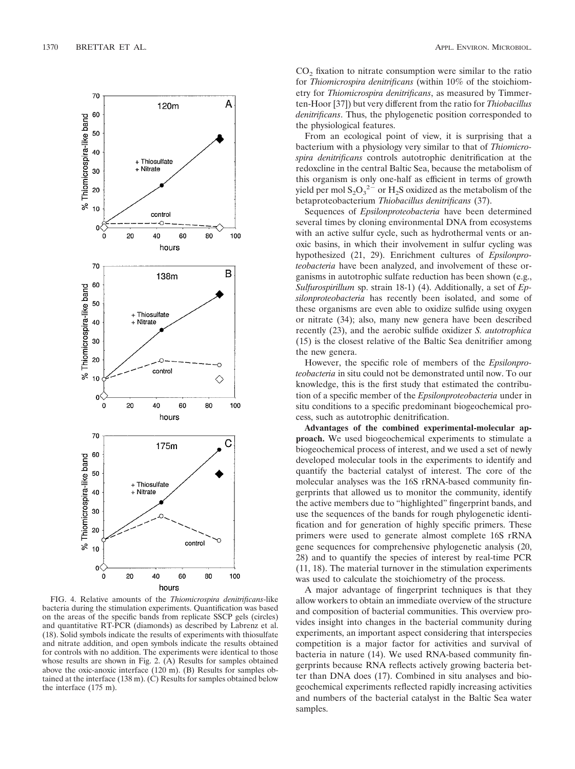FIG. 4. Relative amounts of the *Thiomicrospira denitrificans*-like bacteria during the stimulation experiments. Quantification was based on the areas of the specific bands from replicate SSCP gels (circles) and quantitative RT-PCR (diamonds) as described by Labrenz et al. (18). Solid symbols indicate the results of experiments with thiosulfate and nitrate addition, and open symbols indicate the results obtained for controls with no addition. The experiments were identical to those whose results are shown in Fig. 2. (A) Results for samples obtained above the oxic-anoxic interface (120 m). (B) Results for samples obtained at the interface (138 m). (C) Results for samples obtained below the interface (175 m).

$CO_2$ fixation to nitrate consumption were similar to the ratio for *Thiomicrospira denitrificans* (within 10% of the stoichiometry for *Thiomicrospira denitrificans*, as measured by Timmerten-Hoor [37]) but very different from the ratio for *Thiobacillus denitrificans*. Thus, the phylogenetic position corresponded to the physiological features.

From an ecological point of view, it is surprising that a bacterium with a physiology very similar to that of *Thiomicrospira denitrificans* controls autotrophic denitrification at the redoxcline in the central Baltic Sea, because the metabolism of this organism is only one-half as efficient in terms of growth yield per mol $S_2O_3^{2-}$ or $H_2S$ oxidized as the metabolism of the betaproteobacterium *Thiobacillus denitrificans* (37).

Sequences of *Epsilonproteobacteria* have been determined several times by cloning environmental DNA from ecosystems with an active sulfur cycle, such as hydrothermal vents or anoxic basins, in which their involvement in sulfur cycling was hypothesized (21, 29). Enrichment cultures of *Epsilonproteobacteria* have been analyzed, and involvement of these organisms in autotrophic sulfate reduction has been shown (e.g., *Sulfurospirillum* sp. strain 18-1) (4). Additionally, a set of *Epsilonproteobacteria* has recently been isolated, and some of these organisms are even able to oxidize sulfide using oxygen or nitrate (34); also, many new genera have been described recently (23), and the aerobic sulfide oxidizer *S. autotrophica* (15) is the closest relative of the Baltic Sea denitrifier among the new genera.

However, the specific role of members of the *Epsilonproteobacteria* in situ could not be demonstrated until now. To our knowledge, this is the first study that estimated the contribution of a specific member of the *Epsilonproteobacteria* under in situ conditions to a specific predominant biogeochemical process, such as autotrophic denitrification.

**Advantages of the combined experimental-molecular approach.** We used biogeochemical experiments to stimulate a biogeochemical process of interest, and we used a set of newly developed molecular tools in the experiments to identify and quantify the bacterial catalyst of interest. The core of the molecular analyses was the 16S rRNA-based community fingerprints that allowed us to monitor the community, identify the active members due to "highlighted" fingerprint bands, and use the sequences of the bands for rough phylogenetic identification and for generation of highly specific primers. These primers were used to generate almost complete 16S rRNA gene sequences for comprehensive phylogenetic analysis (20, 28) and to quantify the species of interest by real-time PCR (11, 18). The material turnover in the stimulation experiments was used to calculate the stoichiometry of the process.

A major advantage of fingerprint techniques is that they allow workers to obtain an immediate overview of the structure and composition of bacterial communities. This overview provides insight into changes in the bacterial community during experiments, an important aspect considering that interspecies competition is a major factor for activities and survival of bacteria in nature (14). We used RNA-based community fingerprints because RNA reflects actively growing bacteria better than DNA does (17). Combined in situ analyses and biogeochemical experiments reflected rapidly increasing activities and numbers of the bacterial catalyst in the Baltic Sea water samples.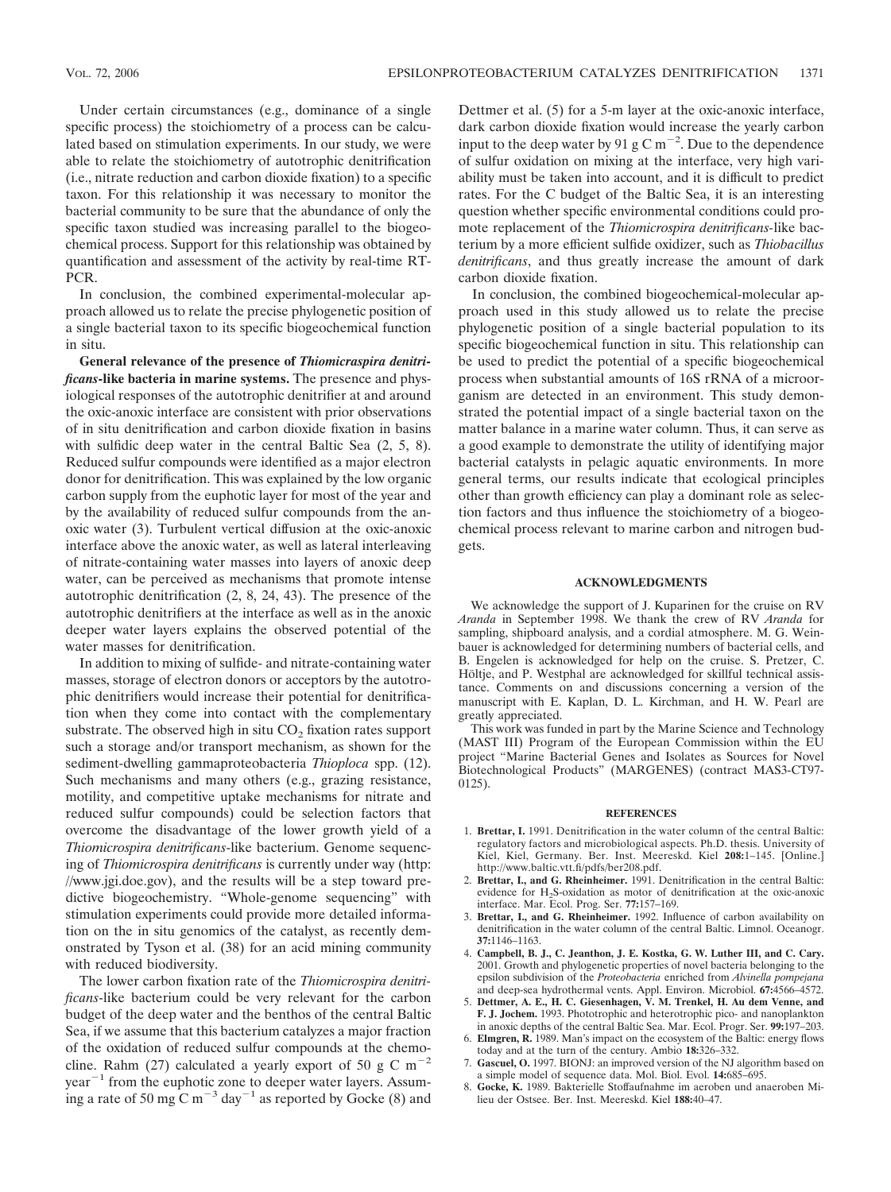Under certain circumstances (e.g., dominance of a single specific process) the stoichiometry of a process can be calculated based on stimulation experiments. In our study, we were able to relate the stoichiometry of autotrophic denitrification (i.e., nitrate reduction and carbon dioxide fixation) to a specific taxon. For this relationship it was necessary to monitor the bacterial community to be sure that the abundance of only the specific taxon studied was increasing parallel to the biogeochemical process. Support for this relationship was obtained by quantification and assessment of the activity by real-time RT-PCR.

In conclusion, the combined experimental-molecular approach allowed us to relate the precise phylogenetic position of a single bacterial taxon to its specific biogeochemical function in situ.

**General relevance of the presence of *Thiomicraspira denitrificans*-like bacteria in marine systems.** The presence and physiological responses of the autotrophic denitrifier at and around the oxic-anoxic interface are consistent with prior observations of in situ denitrification and carbon dioxide fixation in basins with sulfidic deep water in the central Baltic Sea (2, 5, 8). Reduced sulfur compounds were identified as a major electron donor for denitrification. This was explained by the low organic carbon supply from the euphotic layer for most of the year and by the availability of reduced sulfur compounds from the anoxic water (3). Turbulent vertical diffusion at the oxic-anoxic interface above the anoxic water, as well as lateral interleaving of nitrate-containing water masses into layers of anoxic deep water, can be perceived as mechanisms that promote intense autotrophic denitrification (2, 8, 24, 43). The presence of the autotrophic denitrifiers at the interface as well as in the anoxic deeper water layers explains the observed potential of the water masses for denitrification.

In addition to mixing of sulfide- and nitrate-containing water masses, storage of electron donors or acceptors by the autotrophic denitrifiers would increase their potential for denitrification when they come into contact with the complementary substrate. The observed high in situ $CO_2$ fixation rates support such a storage and/or transport mechanism, as shown for the sediment-dwelling gammaproteobacteria *Thioploca* spp. (12). Such mechanisms and many others (e.g., grazing resistance, motility, and competitive uptake mechanisms for nitrate and reduced sulfur compounds) could be selection factors that overcome the disadvantage of the lower growth yield of a *Thiomicrospira denitrificans*-like bacterium. Genome sequencing of *Thiomicrospira denitrificans* is currently under way (http://www.jgi.doe.gov), and the results will be a step toward predictive biogeochemistry. "Whole-genome sequencing" with stimulation experiments could provide more detailed information on the in situ genomics of the catalyst, as recently demonstrated by Tyson et al. (38) for an acid mining community with reduced biodiversity.

The lower carbon fixation rate of the *Thiomicrospira denitrificans*-like bacterium could be very relevant for the carbon budget of the deep water and the benthos of the central Baltic Sea, if we assume that this bacterium catalyzes a major fraction of the oxidation of reduced sulfur compounds at the chemocline. Rahm (27) calculated a yearly export of 50 g C $m^{-2}$ $year^{-1}$ from the euphotic zone to deeper water layers. Assuming a rate of 50 mg C $m^{-3}$ $day^{-1}$ as reported by Gocke (8) and Dettmer et al. (5) for a 5-m layer at the oxic-anoxic interface, dark carbon dioxide fixation would increase the yearly carbon input to the deep water by 91 g C $m^{-2}$. Due to the dependence of sulfur oxidation on mixing at the interface, very high variability must be taken into account, and it is difficult to predict rates. For the C budget of the Baltic Sea, it is an interesting question whether specific environmental conditions could promote replacement of the *Thiomicrospira denitrificans*-like bacterium by a more efficient sulfide oxidizer, such as *Thiobacillus denitrificans*, and thus greatly increase the amount of dark carbon dioxide fixation.

In conclusion, the combined biogeochemical-molecular approach used in this study allowed us to relate the precise phylogenetic position of a single bacterial population to its specific biogeochemical function in situ. This relationship can be used to predict the potential of a specific biogeochemical process when substantial amounts of 16S rRNA of a microorganism are detected in an environment. This study demonstrated the potential impact of a single bacterial taxon on the matter balance in a marine water column. Thus, it can serve as a good example to demonstrate the utility of identifying major bacterial catalysts in pelagic aquatic environments. In more general terms, our results indicate that ecological principles other than growth efficiency can play a dominant role as selection factors and thus influence the stoichiometry of a biogeochemical process relevant to marine carbon and nitrogen budgets.

## ACKNOWLEDGMENTS

We acknowledge the support of J. Kuparinen for the cruise on RV *Aranda* in September 1998. We thank the crew of RV *Aranda* for sampling, shipboard analysis, and a cordial atmosphere. M. G. Weinbauer is acknowledged for determining numbers of bacterial cells, and B. Engelen is acknowledged for help on the cruise. S. Pretzer, C. Höltje, and P. Westphal are acknowledged for skillful technical assistance. Comments on and discussions concerning a version of the manuscript with E. Kaplan, D. L. Kirchman, and H. W. Pearl are greatly appreciated.

This work was funded in part by the Marine Science and Technology (MAST III) Program of the European Commission within the EU project "Marine Bacterial Genes and Isolates as Sources for Novel Biotechnological Products" (MARGENES) (contract MAS3-CT97-0125).

## REFERENCES

1. **Brettar, I.** 1991. Denitrification in the water column of the central Baltic: regulatory factors and microbiological aspects. Ph.D. thesis. University of Kiel, Kiel, Germany. Ber. Inst. Meereskd. Kiel **208:**1–145. [Online.] http://www.baltic.vtt.fi/pdfs/ber208.pdf.
2. **Brettar, I., and G. Rheinheimer.** 1991. Denitrification in the central Baltic: evidence for $H_2S$-oxidation as motor of denitrification at the oxic-anoxic interface. Mar. Ecol. Prog. Ser. **77:**157–169.
3. **Brettar, I., and G. Rheinheimer.** 1992. Influence of carbon availability on denitrification in the water column of the central Baltic. Limnol. Oceanogr. **37:**1146–1163.
4. **Campbell, B. J., C. Jeanthon, J. E. Kostka, G. W. Luther III, and C. Cary.** 2001. Growth and phylogenetic properties of novel bacteria belonging to the epsilon subdivision of the *Proteobacteria* enriched from *Alvinella pompejana* and deep-sea hydrothermal vents. Appl. Environ. Microbiol. **67:**4566–4572.
5. **Dettmer, A. E., H. C. Giesenhagen, V. M. Trenkel, H. Au dem Venne, and F. J. Jochem.** 1993. Phototrophic and heterotrophic pico- and nanoplankton in anoxic depths of the central Baltic Sea. Mar. Ecol. Progr. Ser. **99:**197–203.
6. **Elmgren, R.** 1989. Man's impact on the ecosystem of the Baltic: energy flows today and at the turn of the century. Ambio **18:**326–332.
7. **Gascuel, O.** 1997. BIONJ: an improved version of the NJ algorithm based on a simple model of sequence data. Mol. Biol. Evol. **14:**685–695.
8. **Gocke, K.** 1989. Bakterielle Stoffaufnahme im aeroben und anaeroben Milieu der Ostsee. Ber. Inst. Meereskd. Kiel **188:**40–47.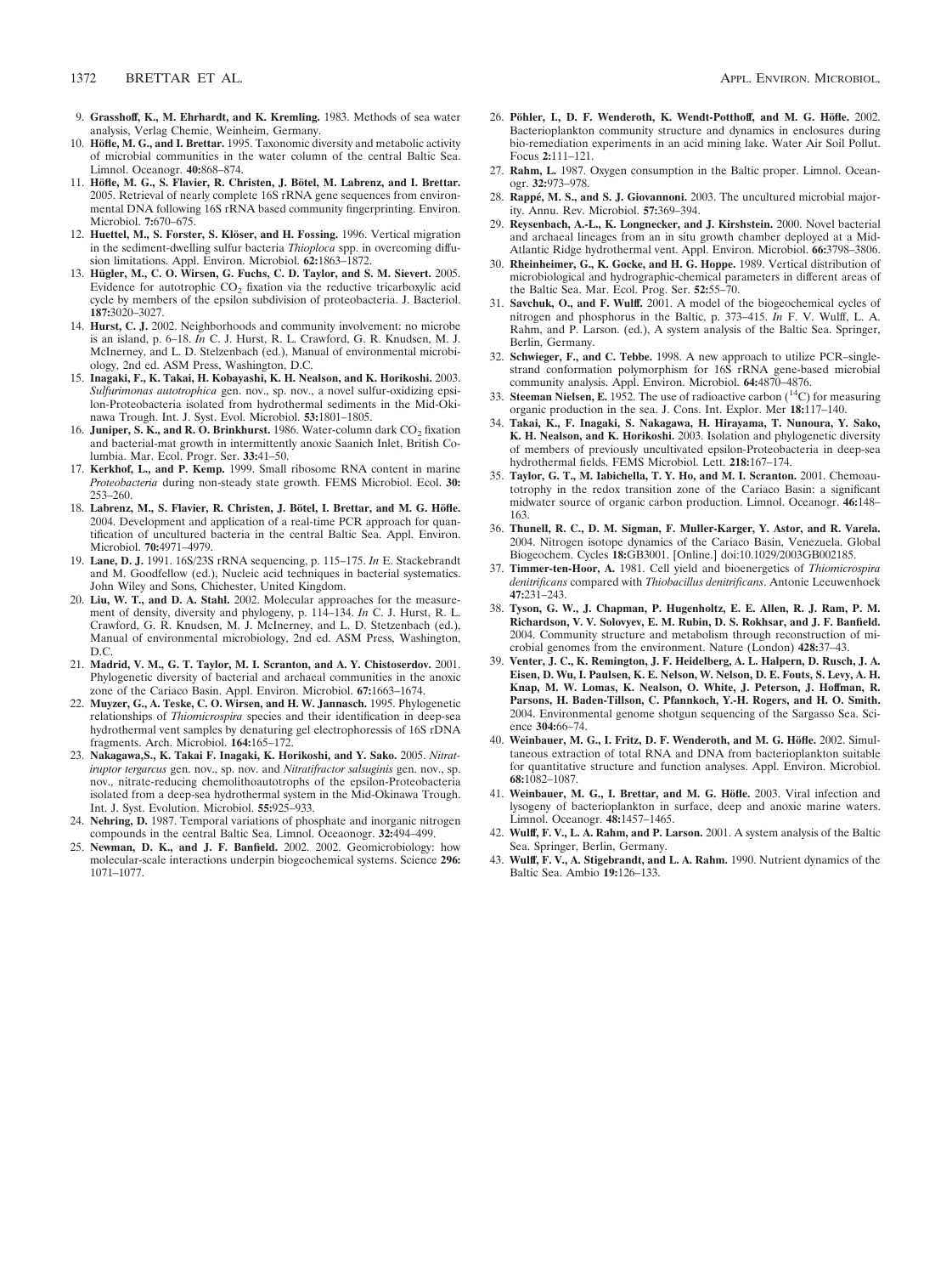9. **Grasshoff, K., M. Ehrhardt, and K. Kremling.** 1983. Methods of sea water analysis, Verlag Chemie, Weinheim, Germany.
10. **Höfle, M. G., and I. Brettar.** 1995. Taxonomic diversity and metabolic activity of microbial communities in the water column of the central Baltic Sea. Limnol. Oceanogr. **40:**868–874.
11. **Höfle, M. G., S. Flavier, R. Christen, J. Bötel, M. Labrenz, and I. Brettar.** 2005. Retrieval of nearly complete 16S rRNA gene sequences from environmental DNA following 16S rRNA based community fingerprinting. Environ. Microbiol. **7:**670–675.
12. **Huettel, M., S. Forster, S. Klöser, and H. Fossing.** 1996. Vertical migration in the sediment-dwelling sulfur bacteria *Thioploca* spp. in overcoming diffusion limitations. Appl. Environ. Microbiol. **62:**1863–1872.
13. **Hügler, M., C. O. Wirsen, G. Fuchs, C. D. Taylor, and S. M. Sievert.** 2005. Evidence for autotrophic $CO_2$ fixation via the reductive tricarboxylic acid cycle by members of the epsilon subdivision of proteobacteria. J. Bacteriol. **187:**3020–3027.
14. **Hurst, C. J.** 2002. Neighborhoods and community involvement: no microbe is an island, p. 6–18. *In* C. J. Hurst, R. L. Crawford, G. R. Knudsen, M. J. McInerney, and L. D. Stelzenbach (ed.), Manual of environmental microbiology, 2nd ed. ASM Press, Washington, D.C.
15. **Inagaki, F., K. Takai, H. Kobayashi, K. H. Nealson, and K. Horikoshi.** 2003. *Sulfurimonas autotrophica* gen. nov., sp. nov., a novel sulfur-oxidizing epsilon-Proteobacteria isolated from hydrothermal sediments in the Mid-Okinawa Trough. Int. J. Syst. Evol. Microbiol. **53:**1801–1805.
16. **Juniper, S. K., and R. O. Brinkhurst.** 1986. Water-column dark $CO_2$ fixation and bacterial-mat growth in intermittently anoxic Saanich Inlet, British Columbia. Mar. Ecol. Progr. Ser. **33:**41–50.
17. **Kerkhof, L., and P. Kemp.** 1999. Small ribosome RNA content in marine *Proteobacteria* during non-steady state growth. FEMS Microbiol. Ecol. **30:** 253–260.
18. **Labrenz, M., S. Flavier, R. Christen, J. Bötel, I. Brettar, and M. G. Höfle.** 2004. Development and application of a real-time PCR approach for quantification of uncultured bacteria in the central Baltic Sea. Appl. Environ. Microbiol. **70:**4971–4979.
19. **Lane, D. J.** 1991. 16S/23S rRNA sequencing, p. 115–175. *In* E. Stackebrandt and M. Goodfellow (ed.), Nucleic acid techniques in bacterial systematics. John Wiley and Sons, Chichester, United Kingdom.
20. **Liu, W. T., and D. A. Stahl.** 2002. Molecular approaches for the measurement of density, diversity and phylogeny, p. 114–134. *In* C. J. Hurst, R. L. Crawford, G. R. Knudsen, M. J. McInerney, and L. D. Stetzenbach (ed.), Manual of environmental microbiology, 2nd ed. ASM Press, Washington, D.C.
21. **Madrid, V. M., G. T. Taylor, M. I. Scranton, and A. Y. Chistoserdov.** 2001. Phylogenetic diversity of bacterial and archaeal communities in the anoxic zone of the Cariaco Basin. Appl. Environ. Microbiol. **67:**1663–1674.
22. **Muyzer, G., A. Teske, C. O. Wirsen, and H. W. Jannasch.** 1995. Phylogenetic relationships of *Thiomicrospira* species and their identification in deep-sea hydrothermal vent samples by denaturing gel electrophoressis of 16S rDNA fragments. Arch. Microbiol. **164:**165–172.
23. **Nakagawa,S., K. Takai F. Inagaki, K. Horikoshi, and Y. Sako.** 2005. *Nitratiruptor tergarcus* gen. nov., sp. nov. and *Nitratifractor salsuginis* gen. nov., sp. nov., nitrate-reducing chemolithoautotrophs of the epsilon-Proteobacteria isolated from a deep-sea hydrothermal system in the Mid-Okinawa Trough. Int. J. Syst. Evolution. Microbiol. **55:**925–933.
24. **Nehring, D.** 1987. Temporal variations of phosphate and inorganic nitrogen compounds in the central Baltic Sea. Limnol. Oceaonogr. **32:**494–499.
25. **Newman, D. K., and J. F. Banfield.** 2002. 2002. Geomicrobiology: how molecular-scale interactions underpin biogeochemical systems. Science **296:** 1071–1077.
26. **Pöhler, I., D. F. Wenderoth, K. Wendt-Potthoff, and M. G. Höfle.** 2002. Bacterioplankton community structure and dynamics in enclosures during bio-remediation experiments in an acid mining lake. Water Air Soil Pollut. Focus **2:**111–121.
27. **Rahm, L.** 1987. Oxygen consumption in the Baltic proper. Limnol. Oceanogr. **32:**973–978.
28. **Rappé, M. S., and S. J. Giovannoni.** 2003. The uncultured microbial majority. Annu. Rev. Microbiol. **57:**369–394.
29. **Reysenbach, A.-L., K. Longnecker, and J. Kirshstein.** 2000. Novel bacterial and archaeal lineages from an in situ growth chamber deployed at a Mid-Atlantic Ridge hydrothermal vent. Appl. Environ. Microbiol. **66:**3798–3806.
30. **Rheinheimer, G., K. Gocke, and H. G. Hoppe.** 1989. Vertical distribution of microbiological and hydrographic-chemical parameters in different areas of the Baltic Sea. Mar. Ecol. Prog. Ser. **52:**55–70.
31. **Savchuk, O., and F. Wulff.** 2001. A model of the biogeochemical cycles of nitrogen and phosphorus in the Baltic, p. 373–415. *In* F. V. Wulff, L. A. Rahm, and P. Larson. (ed.), A system analysis of the Baltic Sea. Springer, Berlin, Germany.
32. **Schwieger, F., and C. Tebbe.** 1998. A new approach to utilize PCR–single-strand conformation polymorphism for 16S rRNA gene-based microbial community analysis. Appl. Environ. Microbiol. **64:**4870–4876.
33. **Steeman Nielsen, E.** 1952. The use of radioactive carbon ($^{14}C$) for measuring organic production in the sea. J. Cons. Int. Explor. Mer **18:**117–140.
34. **Takai, K., F. Inagaki, S. Nakagawa, H. Hirayama, T. Nunoura, Y. Sako, K. H. Nealson, and K. Horikoshi.** 2003. Isolation and phylogenetic diversity of members of previously uncultivated epsilon-Proteobacteria in deep-sea hydrothermal fields. FEMS Microbiol. Lett. **218:**167–174.
35. **Taylor, G. T., M. Iabichella, T. Y. Ho, and M. I. Scranton.** 2001. Chemoautotrophy in the redox transition zone of the Cariaco Basin: a significant midwater source of organic carbon production. Limnol. Oceanogr. **46:**148–163.
36. **Thunell, R. C., D. M. Sigman, F. Muller-Karger, Y. Astor, and R. Varela.** 2004. Nitrogen isotope dynamics of the Cariaco Basin, Venezuela. Global Biogeochem. Cycles **18:**GB3001. [Online.] doi:10.1029/2003GB002185.
37. **Timmer-ten-Hoor, A.** 1981. Cell yield and bioenergetics of *Thiomicrospira denitrificans* compared with *Thiobacillus denitrificans*. Antonie Leeuwenhoek **47:**231–243.
38. **Tyson, G. W., J. Chapman, P. Hugenholtz, E. E. Allen, R. J. Ram, P. M. Richardson, V. V. Solovyev, E. M. Rubin, D. S. Rokhsar, and J. F. Banfield.** 2004. Community structure and metabolism through reconstruction of microbial genomes from the environment. Nature (London) **428:**37–43.
39. **Venter, J. C., K. Remington, J. F. Heidelberg, A. L. Halpern, D. Rusch, J. A. Eisen, D. Wu, I. Paulsen, K. E. Nelson, W. Nelson, D. E. Fouts, S. Levy, A. H. Knap, M. W. Lomas, K. Nealson, O. White, J. Peterson, J. Hoffman, R. Parsons, H. Baden-Tillson, C. Pfannkoch, Y.-H. Rogers, and H. O. Smith.** 2004. Environmental genome shotgun sequencing of the Sargasso Sea. Science **304:**66–74.
40. **Weinbauer, M. G., I. Fritz, D. F. Wenderoth, and M. G. Höfle.** 2002. Simultaneous extraction of total RNA and DNA from bacterioplankton suitable for quantitative structure and function analyses. Appl. Environ. Microbiol. **68:**1082–1087.
41. **Weinbauer, M. G., I. Brettar, and M. G. Höfle.** 2003. Viral infection and lysogeny of bacterioplankton in surface, deep and anoxic marine waters. Limnol. Oceanogr. **48:**1457–1465.
42. **Wulff, F. V., L. A. Rahm, and P. Larson.** 2001. A system analysis of the Baltic Sea. Springer, Berlin, Germany.
43. **Wulff, F. V., A. Stigebrandt, and L. A. Rahm.** 1990. Nutrient dynamics of the Baltic Sea. Ambio **19:**126–133.